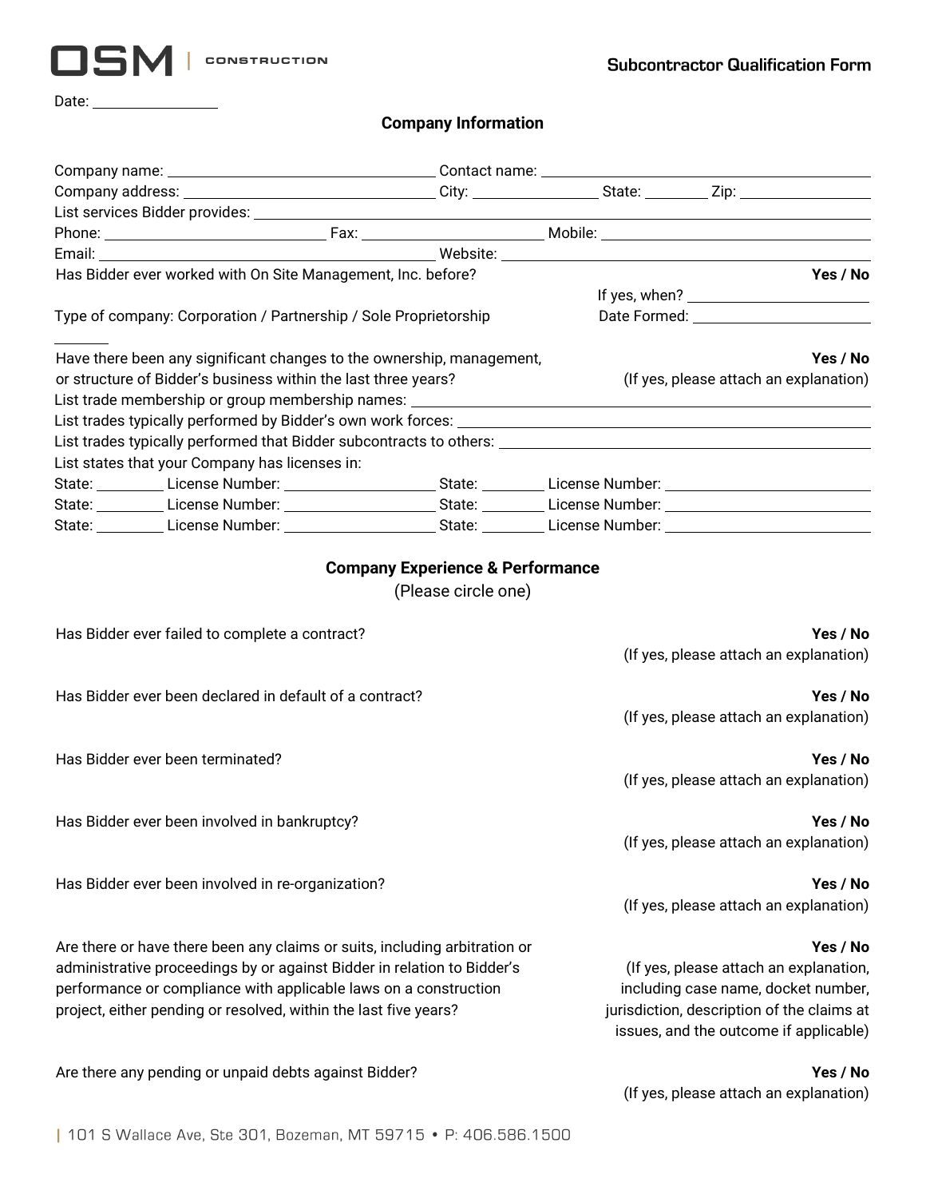**OSM | CONSTRUCTION**

**Subcontractor Qualification Form**

Date: ________________

## Company Information

Company name: ________________ Contact name: ________________

Company address: ________________ City: ________ State: ______ Zip: ________

List services Bidder provides: ________________

Phone: ________________ Fax: ________________ Mobile: ________________

Email: ________________ Website: ________________

Has Bidder ever worked with On Site Management, Inc. before? **Yes / No**

If yes, when? ________________

Type of company: Corporation / Partnership / Sole Proprietorship

Date Formed: ________________

Have there been any significant changes to the ownership, management, or structure of Bidder's business within the last three years? **Yes / No** (If yes, please attach an explanation)

List trade membership or group membership names: ________________

List trades typically performed by Bidder's own work forces: ________________

List trades typically performed that Bidder subcontracts to others: ________________

List states that your Company has licenses in:

State: ______ License Number: ____________ State: ______ License Number: ____________

State: ______ License Number: ____________ State: ______ License Number: ____________

State: ______ License Number: ____________ State: ______ License Number: ____________

## Company Experience & Performance

(Please circle one)

Has Bidder ever failed to complete a contract? **Yes / No** (If yes, please attach an explanation)

Has Bidder ever been declared in default of a contract? **Yes / No** (If yes, please attach an explanation)

Has Bidder ever been terminated? **Yes / No** (If yes, please attach an explanation)

Has Bidder ever been involved in bankruptcy? **Yes / No** (If yes, please attach an explanation)

Has Bidder ever been involved in re-organization? **Yes / No** (If yes, please attach an explanation)

Are there or have there been any claims or suits, including arbitration or administrative proceedings by or against Bidder in relation to Bidder's performance or compliance with applicable laws on a construction project, either pending or resolved, within the last five years? **Yes / No** (If yes, please attach an explanation, including case name, docket number, jurisdiction, description of the claims at issues, and the outcome if applicable)

Are there any pending or unpaid debts against Bidder? **Yes / No** (If yes, please attach an explanation)

101 S Wallace Ave, Ste 301, Bozeman, MT 59715 • P: 406.586.1500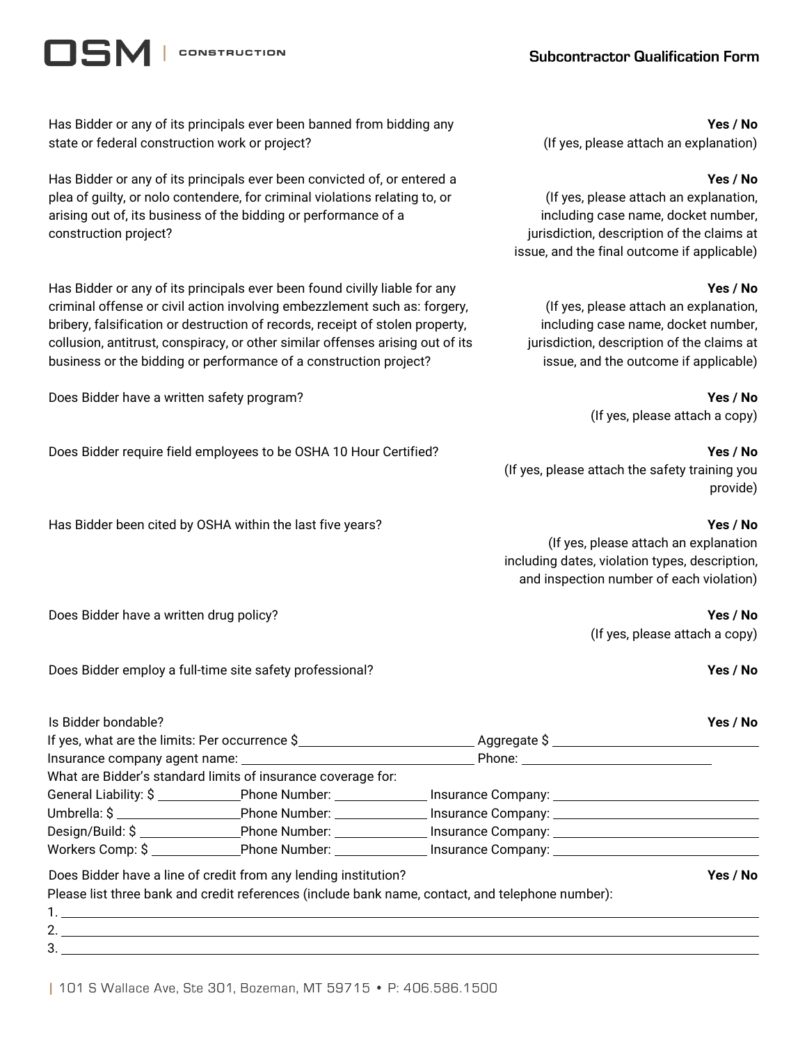Has Bidder or any of its principals ever been banned from bidding any state or federal construction work or project?

**Yes / No**
(If yes, please attach an explanation)

Has Bidder or any of its principals ever been convicted of, or entered a plea of guilty, or nolo contendere, for criminal violations relating to, or arising out of, its business of the bidding or performance of a construction project?

**Yes / No**
(If yes, please attach an explanation, including case name, docket number, jurisdiction, description of the claims at issue, and the final outcome if applicable)

Has Bidder or any of its principals ever been found civilly liable for any criminal offense or civil action involving embezzlement such as: forgery, bribery, falsification or destruction of records, receipt of stolen property, collusion, antitrust, conspiracy, or other similar offenses arising out of its business or the bidding or performance of a construction project?

**Yes / No**
(If yes, please attach an explanation, including case name, docket number, jurisdiction, description of the claims at issue, and the outcome if applicable)

Does Bidder have a written safety program?

**Yes / No**
(If yes, please attach a copy)

Does Bidder require field employees to be OSHA 10 Hour Certified?

**Yes / No**
(If yes, please attach the safety training you provide)

Has Bidder been cited by OSHA within the last five years?

**Yes / No**
(If yes, please attach an explanation including dates, violation types, description, and inspection number of each violation)

Does Bidder have a written drug policy?

**Yes / No**
(If yes, please attach a copy)

Does Bidder employ a full-time site safety professional?

**Yes / No**

Is Bidder bondable? **Yes / No**

If yes, what are the limits: Per occurrence $\_\_\_\_\_\_\_\_\_\_\_\_\_\_\_\_ Aggregate $\_\_\_\_\_\_\_\_\_\_\_\_\_\_\_\_

Insurance company agent name: \_\_\_\_\_\_\_\_\_\_\_\_\_\_\_\_\_\_\_\_ Phone: \_\_\_\_\_\_\_\_\_\_\_\_\_\_\_\_

What are Bidder's standard limits of insurance coverage for:

General Liability: $\_\_\_\_\_\_\_\_ Phone Number: \_\_\_\_\_\_\_\_ Insurance Company: \_\_\_\_\_\_\_\_\_\_\_\_\_\_\_\_

Umbrella: $\_\_\_\_\_\_\_\_ Phone Number: \_\_\_\_\_\_\_\_ Insurance Company: \_\_\_\_\_\_\_\_\_\_\_\_\_\_\_\_

Design/Build: $\_\_\_\_\_\_\_\_ Phone Number: \_\_\_\_\_\_\_\_ Insurance Company: \_\_\_\_\_\_\_\_\_\_\_\_\_\_\_\_

Workers Comp: $\_\_\_\_\_\_\_\_ Phone Number: \_\_\_\_\_\_\_\_ Insurance Company: \_\_\_\_\_\_\_\_\_\_\_\_\_\_\_\_

Does Bidder have a line of credit from any lending institution? **Yes / No**

Please list three bank and credit references (include bank name, contact, and telephone number):

1. \_\_\_\_\_\_\_\_\_\_\_\_\_\_\_\_\_\_\_\_\_\_\_\_\_\_\_\_\_\_\_\_\_\_\_\_\_\_\_\_
2. \_\_\_\_\_\_\_\_\_\_\_\_\_\_\_\_\_\_\_\_\_\_\_\_\_\_\_\_\_\_\_\_\_\_\_\_\_\_\_\_
3. \_\_\_\_\_\_\_\_\_\_\_\_\_\_\_\_\_\_\_\_\_\_\_\_\_\_\_\_\_\_\_\_\_\_\_\_\_\_\_\_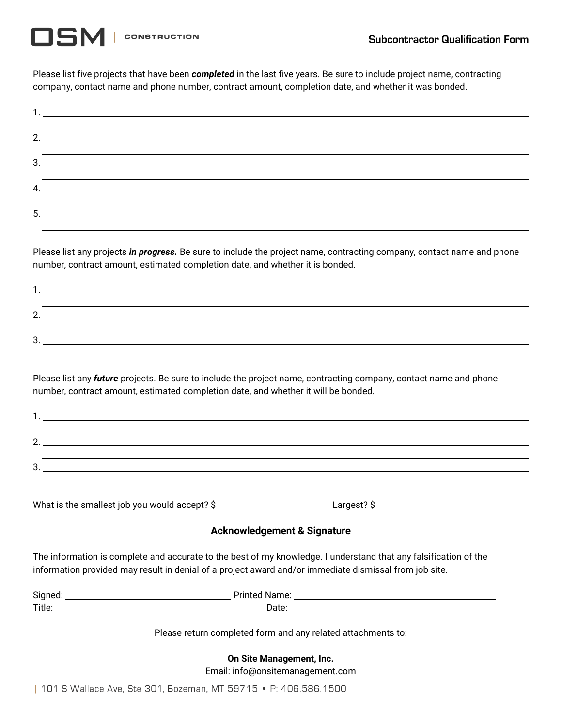Please list five projects that have been ***completed*** in the last five years. Be sure to include project name, contracting company, contact name and phone number, contract amount, completion date, and whether it was bonded.

1. ______________________________________________________________________________
______________________________________________________________________________

2. ______________________________________________________________________________
______________________________________________________________________________

3. ______________________________________________________________________________
______________________________________________________________________________

4. ______________________________________________________________________________
______________________________________________________________________________

5. ______________________________________________________________________________
______________________________________________________________________________

Please list any projects ***in progress.*** Be sure to include the project name, contracting company, contact name and phone number, contract amount, estimated completion date, and whether it is bonded.

1. ______________________________________________________________________________
______________________________________________________________________________

2. ______________________________________________________________________________
______________________________________________________________________________

3. ______________________________________________________________________________
______________________________________________________________________________

Please list any ***future*** projects. Be sure to include the project name, contracting company, contact name and phone number, contract amount, estimated completion date, and whether it will be bonded.

1. ______________________________________________________________________________
______________________________________________________________________________

2. ______________________________________________________________________________
______________________________________________________________________________

3. ______________________________________________________________________________
______________________________________________________________________________

What is the smallest job you would accept? $ ____________________ Largest? $ ____________________

**Acknowledgement & Signature**

The information is complete and accurate to the best of my knowledge. I understand that any falsification of the information provided may result in denial of a project award and/or immediate dismissal from job site.

Signed: ______________________________ Printed Name: ______________________________

Title: ______________________________ Date: ______________________________

Please return completed form and any related attachments to:

**On Site Management, Inc.**

Email: info@onsitemanagement.com

101 S Wallace Ave, Ste 301, Bozeman, MT 59715 • P: 406.586.1500